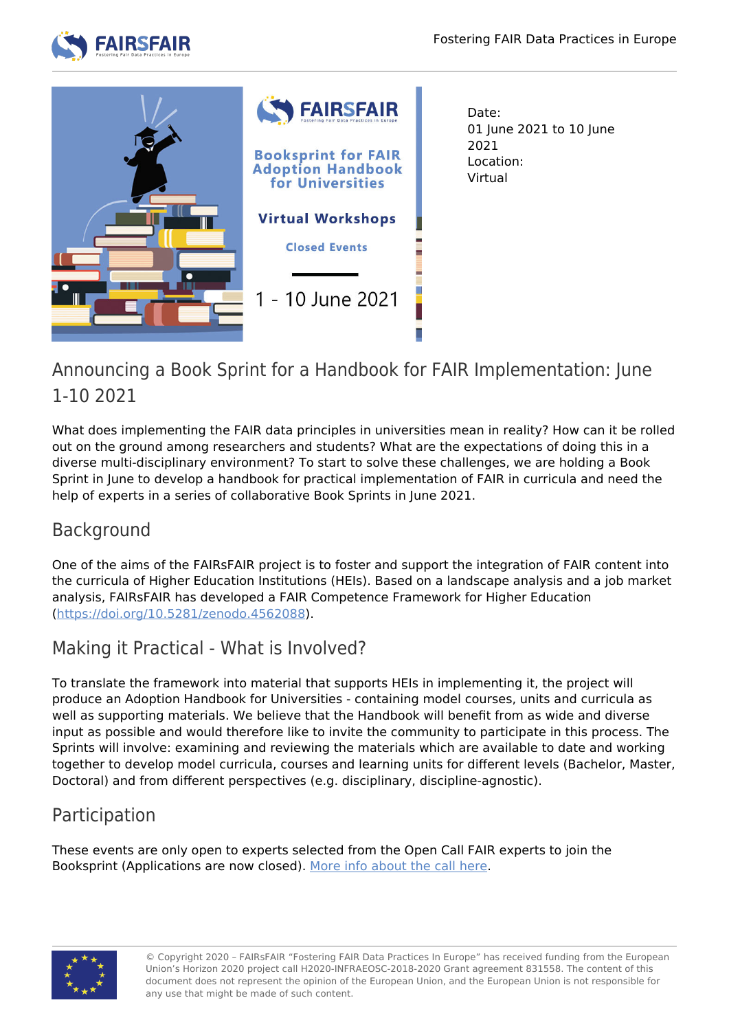Date:
01 June 2021 to 10 June 2021
Location:
Virtual

# Announcing a Book Sprint for a Handbook for FAIR Implementation: June 1-10 2021

What does implementing the FAIR data principles in universities mean in reality? How can it be rolled out on the ground among researchers and students? What are the expectations of doing this in a diverse multi-disciplinary environment? To start to solve these challenges, we are holding a Book Sprint in June to develop a handbook for practical implementation of FAIR in curricula and need the help of experts in a series of collaborative Book Sprints in June 2021.

## Background

One of the aims of the FAIRsFAIR project is to foster and support the integration of FAIR content into the curricula of Higher Education Institutions (HEIs). Based on a landscape analysis and a job market analysis, FAIRsFAIR has developed a FAIR Competence Framework for Higher Education (https://doi.org/10.5281/zenodo.4562088).

## Making it Practical - What is Involved?

To translate the framework into material that supports HEIs in implementing it, the project will produce an Adoption Handbook for Universities - containing model courses, units and curricula as well as supporting materials. We believe that the Handbook will benefit from as wide and diverse input as possible and would therefore like to invite the community to participate in this process. The Sprints will involve: examining and reviewing the materials which are available to date and working together to develop model curricula, courses and learning units for different levels (Bachelor, Master, Doctoral) and from different perspectives (e.g. disciplinary, discipline-agnostic).

## Participation

These events are only open to experts selected from the Open Call FAIR experts to join the Booksprint (Applications are now closed). More info about the call here.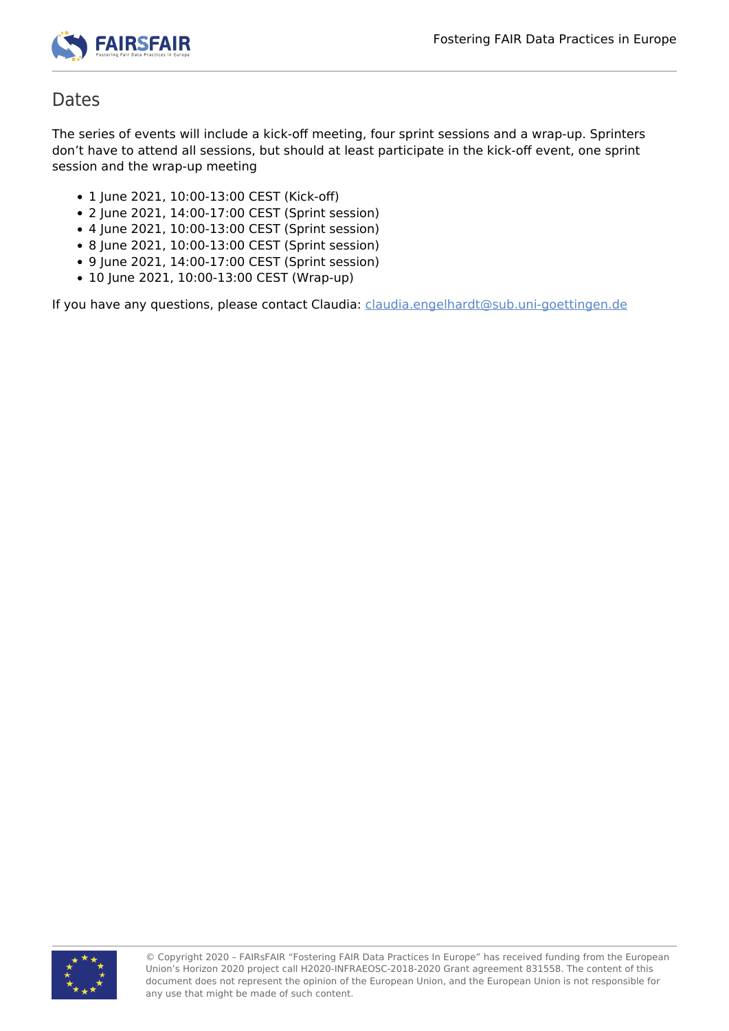## Dates

The series of events will include a kick-off meeting, four sprint sessions and a wrap-up. Sprinters don't have to attend all sessions, but should at least participate in the kick-off event, one sprint session and the wrap-up meeting

- 1 June 2021, 10:00-13:00 CEST (Kick-off)
- 2 June 2021, 14:00-17:00 CEST (Sprint session)
- 4 June 2021, 10:00-13:00 CEST (Sprint session)
- 8 June 2021, 10:00-13:00 CEST (Sprint session)
- 9 June 2021, 14:00-17:00 CEST (Sprint session)
- 10 June 2021, 10:00-13:00 CEST (Wrap-up)

If you have any questions, please contact Claudia: [claudia.engelhardt@sub.uni-goettingen.de](mailto:claudia.engelhardt@sub.uni-goettingen.de)